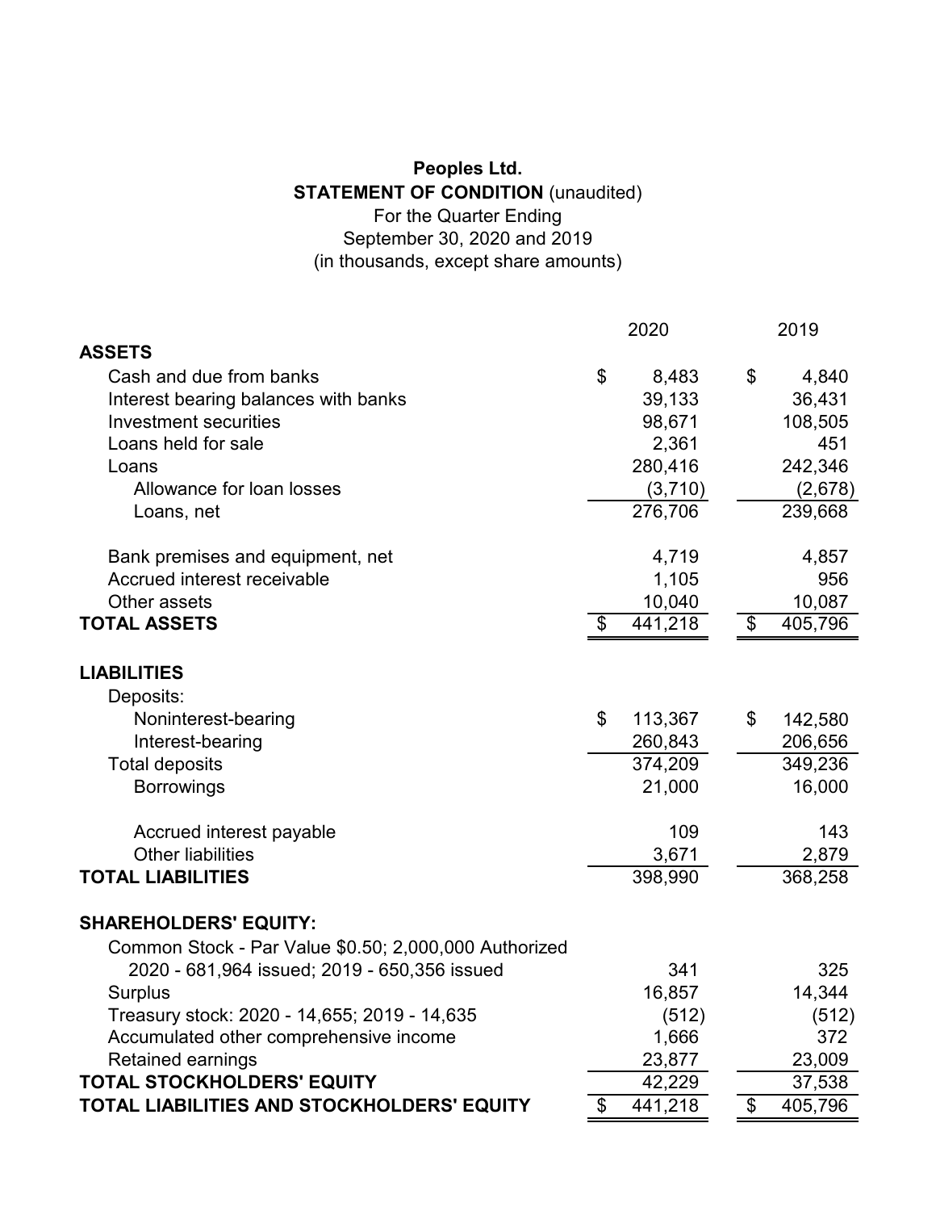**Peoples Ltd.**

**STATEMENT OF CONDITION** (unaudited)

For the Quarter Ending

September 30, 2020 and 2019

(in thousands, except share amounts)

| | 2020 | 2019 |
|---|---|---|
| **ASSETS** | | |
| Cash and due from banks | $ 8,483 | $ 4,840 |
| Interest bearing balances with banks | 39,133 | 36,431 |
| Investment securities | 98,671 | 108,505 |
| Loans held for sale | 2,361 | 451 |
| Loans | 280,416 | 242,346 |
| Allowance for loan losses | (3,710) | (2,678) |
| Loans, net | 276,706 | 239,668 |
| Bank premises and equipment, net | 4,719 | 4,857 |
| Accrued interest receivable | 1,105 | 956 |
| Other assets | 10,040 | 10,087 |
| **TOTAL ASSETS** | $ 441,218 | $ 405,796 |
| **LIABILITIES** | | |
| Deposits: | | |
| Noninterest-bearing | $ 113,367 | $ 142,580 |
| Interest-bearing | 260,843 | 206,656 |
| Total deposits | 374,209 | 349,236 |
| Borrowings | 21,000 | 16,000 |
| Accrued interest payable | 109 | 143 |
| Other liabilities | 3,671 | 2,879 |
| **TOTAL LIABILITIES** | 398,990 | 368,258 |
| **SHAREHOLDERS' EQUITY:** | | |
| Common Stock - Par Value $0.50; 2,000,000 Authorized 2020 - 681,964 issued; 2019 - 650,356 issued | 341 | 325 |
| Surplus | 16,857 | 14,344 |
| Treasury stock: 2020 - 14,655; 2019 - 14,635 | (512) | (512) |
| Accumulated other comprehensive income | 1,666 | 372 |
| Retained earnings | 23,877 | 23,009 |
| **TOTAL STOCKHOLDERS' EQUITY** | 42,229 | 37,538 |
| **TOTAL LIABILITIES AND STOCKHOLDERS' EQUITY** | $ 441,218 | $ 405,796 |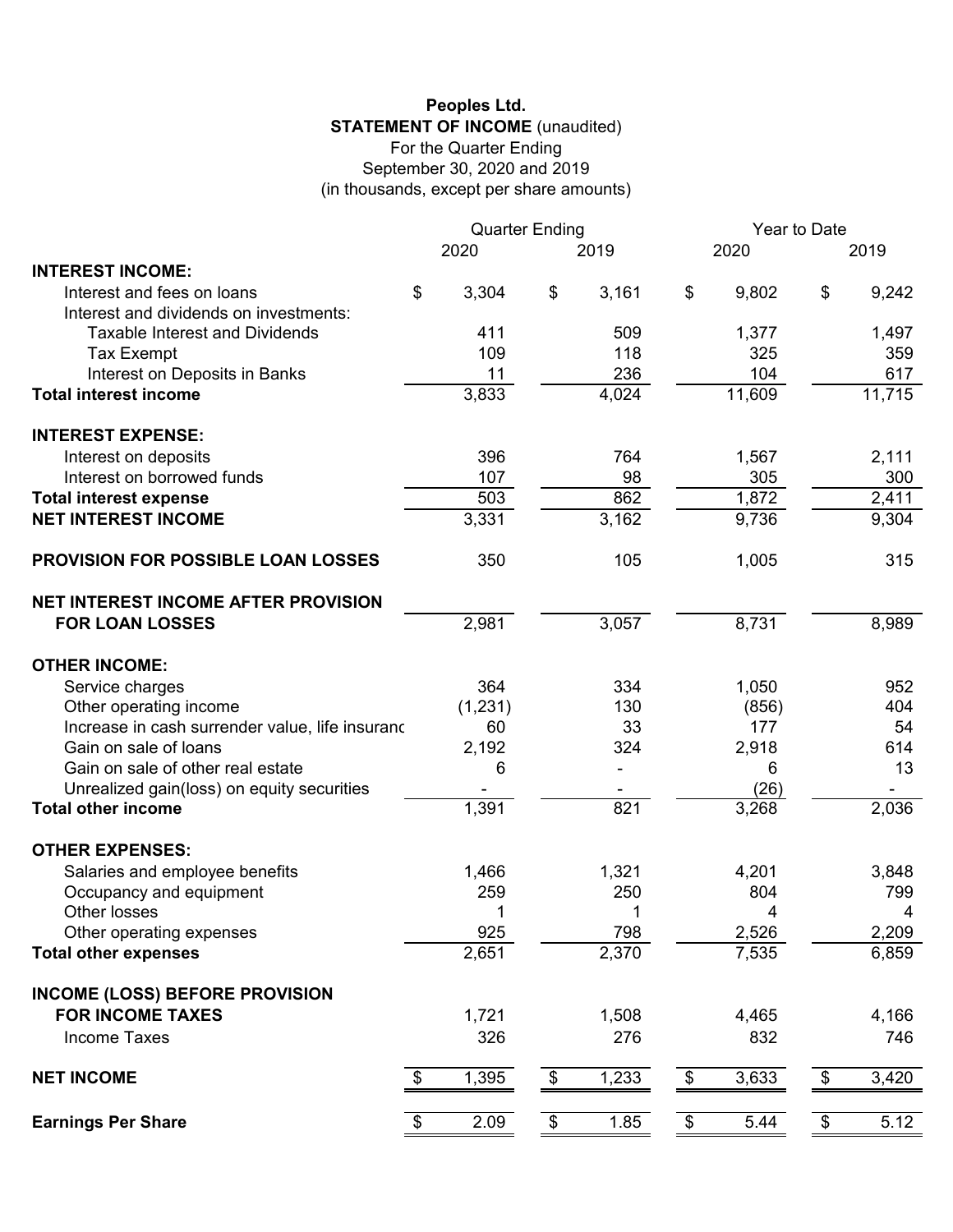**Peoples Ltd.**
**STATEMENT OF INCOME** (unaudited)
For the Quarter Ending
September 30, 2020 and 2019
(in thousands, except per share amounts)

| | Quarter Ending | | Year to Date | |
|---|---|---|---|---|
| | 2020 | 2019 | 2020 | 2019 |
| **INTEREST INCOME:** | | | | |
| Interest and fees on loans | $ 3,304 | $ 3,161 | $ 9,802 | $ 9,242 |
| Interest and dividends on investments: | | | | |
| Taxable Interest and Dividends | 411 | 509 | 1,377 | 1,497 |
| Tax Exempt | 109 | 118 | 325 | 359 |
| Interest on Deposits in Banks | 11 | 236 | 104 | 617 |
| **Total interest income** | 3,833 | 4,024 | 11,609 | 11,715 |
| **INTEREST EXPENSE:** | | | | |
| Interest on deposits | 396 | 764 | 1,567 | 2,111 |
| Interest on borrowed funds | 107 | 98 | 305 | 300 |
| **Total interest expense** | 503 | 862 | 1,872 | 2,411 |
| **NET INTEREST INCOME** | 3,331 | 3,162 | 9,736 | 9,304 |
| **PROVISION FOR POSSIBLE LOAN LOSSES** | 350 | 105 | 1,005 | 315 |
| **NET INTEREST INCOME AFTER PROVISION FOR LOAN LOSSES** | 2,981 | 3,057 | 8,731 | 8,989 |
| **OTHER INCOME:** | | | | |
| Service charges | 364 | 334 | 1,050 | 952 |
| Other operating income | (1,231) | 130 | (856) | 404 |
| Increase in cash surrender value, life insuranc | 60 | 33 | 177 | 54 |
| Gain on sale of loans | 2,192 | 324 | 2,918 | 614 |
| Gain on sale of other real estate | 6 | - | 6 | 13 |
| Unrealized gain(loss) on equity securities | - | - | (26) | - |
| **Total other income** | 1,391 | 821 | 3,268 | 2,036 |
| **OTHER EXPENSES:** | | | | |
| Salaries and employee benefits | 1,466 | 1,321 | 4,201 | 3,848 |
| Occupancy and equipment | 259 | 250 | 804 | 799 |
| Other losses | 1 | 1 | 4 | 4 |
| Other operating expenses | 925 | 798 | 2,526 | 2,209 |
| **Total other expenses** | 2,651 | 2,370 | 7,535 | 6,859 |
| **INCOME (LOSS) BEFORE PROVISION FOR INCOME TAXES** | 1,721 | 1,508 | 4,465 | 4,166 |
| Income Taxes | 326 | 276 | 832 | 746 |
| **NET INCOME** | $ 1,395 | $ 1,233 | $ 3,633 | $ 3,420 |
| **Earnings Per Share** | $ 2.09 | $ 1.85 | $ 5.44 | $ 5.12 |